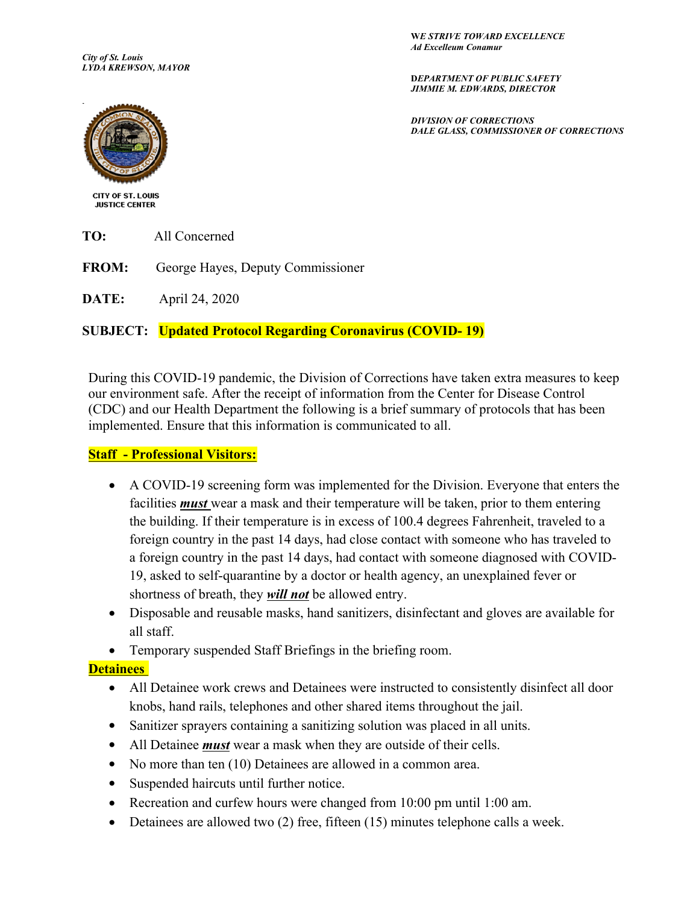*City of St. Louis*
*LYDA KREWSON, MAYOR*

**WE *STRIVE TOWARD EXCELLENCE***
***Ad Excelleum Conamur***

**D*EPARTMENT OF PUBLIC SAFETY***
***JIMMIE M. EDWARDS, DIRECTOR***

***DIVISION OF CORRECTIONS***
***DALE GLASS, COMMISSIONER OF CORRECTIONS***

**CITY OF ST. LOUIS JUSTICE CENTER**

**TO:** All Concerned

**FROM:** George Hayes, Deputy Commissioner

**DATE:** April 24, 2020

**SUBJECT: Updated Protocol Regarding Coronavirus (COVID- 19)**

During this COVID-19 pandemic, the Division of Corrections have taken extra measures to keep our environment safe. After the receipt of information from the Center for Disease Control (CDC) and our Health Department the following is a brief summary of protocols that has been implemented. Ensure that this information is communicated to all.

**Staff - Professional Visitors:**

- A COVID-19 screening form was implemented for the Division. Everyone that enters the facilities ***must*** wear a mask and their temperature will be taken, prior to them entering the building. If their temperature is in excess of 100.4 degrees Fahrenheit, traveled to a foreign country in the past 14 days, had close contact with someone who has traveled to a foreign country in the past 14 days, had contact with someone diagnosed with COVID-19, asked to self-quarantine by a doctor or health agency, an unexplained fever or shortness of breath, they ***will not*** be allowed entry.
- Disposable and reusable masks, hand sanitizers, disinfectant and gloves are available for all staff.
- Temporary suspended Staff Briefings in the briefing room.

**Detainees**

- All Detainee work crews and Detainees were instructed to consistently disinfect all door knobs, hand rails, telephones and other shared items throughout the jail.
- Sanitizer sprayers containing a sanitizing solution was placed in all units.
- All Detainee ***must*** wear a mask when they are outside of their cells.
- No more than ten (10) Detainees are allowed in a common area.
- Suspended haircuts until further notice.
- Recreation and curfew hours were changed from 10:00 pm until 1:00 am.
- Detainees are allowed two (2) free, fifteen (15) minutes telephone calls a week.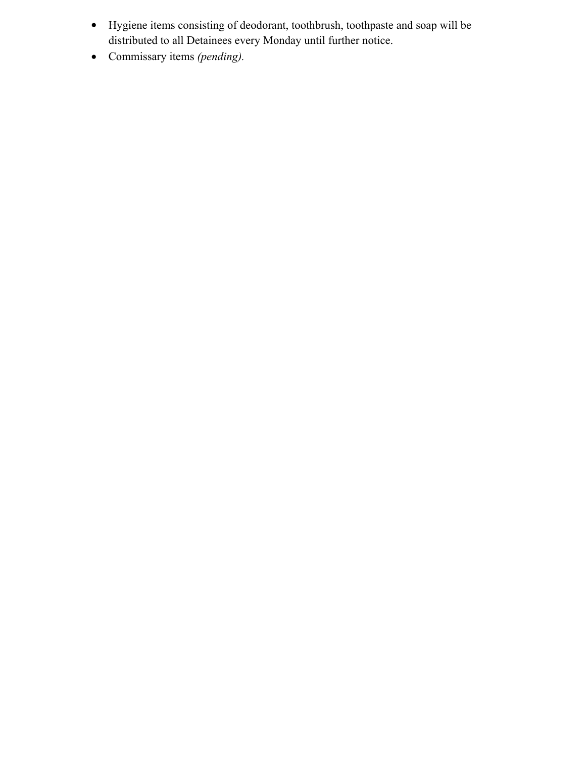- Hygiene items consisting of deodorant, toothbrush, toothpaste and soap will be distributed to all Detainees every Monday until further notice.
- Commissary items *(pending)*.